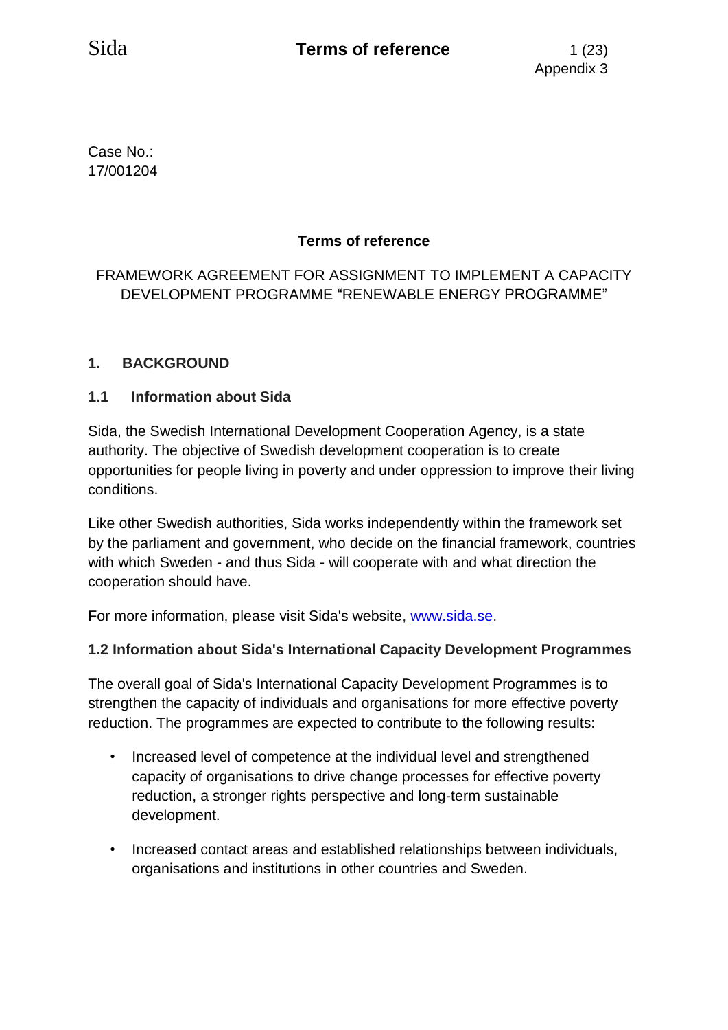Case No.:
17/001204

## Terms of reference

FRAMEWORK AGREEMENT FOR ASSIGNMENT TO IMPLEMENT A CAPACITY DEVELOPMENT PROGRAMME "RENEWABLE ENERGY PROGRAMME"

## 1. BACKGROUND

### 1.1 Information about Sida

Sida, the Swedish International Development Cooperation Agency, is a state authority. The objective of Swedish development cooperation is to create opportunities for people living in poverty and under oppression to improve their living conditions.

Like other Swedish authorities, Sida works independently within the framework set by the parliament and government, who decide on the financial framework, countries with which Sweden - and thus Sida - will cooperate with and what direction the cooperation should have.

For more information, please visit Sida's website, www.sida.se.

### 1.2 Information about Sida's International Capacity Development Programmes

The overall goal of Sida's International Capacity Development Programmes is to strengthen the capacity of individuals and organisations for more effective poverty reduction. The programmes are expected to contribute to the following results:

- Increased level of competence at the individual level and strengthened capacity of organisations to drive change processes for effective poverty reduction, a stronger rights perspective and long-term sustainable development.
- Increased contact areas and established relationships between individuals, organisations and institutions in other countries and Sweden.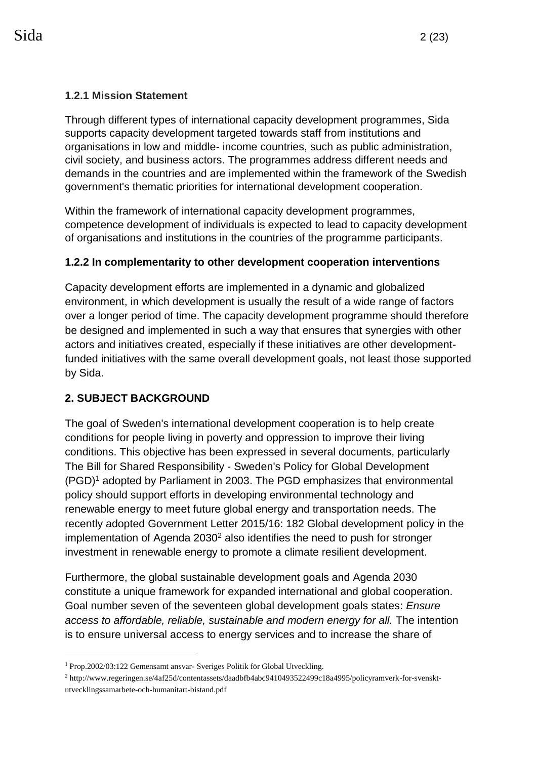### 1.2.1 Mission Statement

Through different types of international capacity development programmes, Sida supports capacity development targeted towards staff from institutions and organisations in low and middle- income countries, such as public administration, civil society, and business actors. The programmes address different needs and demands in the countries and are implemented within the framework of the Swedish government's thematic priorities for international development cooperation.

Within the framework of international capacity development programmes, competence development of individuals is expected to lead to capacity development of organisations and institutions in the countries of the programme participants.

### 1.2.2 In complementarity to other development cooperation interventions

Capacity development efforts are implemented in a dynamic and globalized environment, in which development is usually the result of a wide range of factors over a longer period of time. The capacity development programme should therefore be designed and implemented in such a way that ensures that synergies with other actors and initiatives created, especially if these initiatives are other development-funded initiatives with the same overall development goals, not least those supported by Sida.

## 2. SUBJECT BACKGROUND

The goal of Sweden's international development cooperation is to help create conditions for people living in poverty and oppression to improve their living conditions. This objective has been expressed in several documents, particularly The Bill for Shared Responsibility - Sweden's Policy for Global Development (PGD)[1] adopted by Parliament in 2003. The PGD emphasizes that environmental policy should support efforts in developing environmental technology and renewable energy to meet future global energy and transportation needs. The recently adopted Government Letter 2015/16: 182 Global development policy in the implementation of Agenda 2030[2] also identifies the need to push for stronger investment in renewable energy to promote a climate resilient development.

Furthermore, the global sustainable development goals and Agenda 2030 constitute a unique framework for expanded international and global cooperation. Goal number seven of the seventeen global development goals states: *Ensure access to affordable, reliable, sustainable and modern energy for all.* The intention is to ensure universal access to energy services and to increase the share of

---

[1] Prop.2002/03:122 Gemensamt ansvar- Sveriges Politik för Global Utveckling.

[2] http://www.regeringen.se/4af25d/contentassets/daadbfb4abc9410493522499c18a4995/policyramverk-for-svenskt-utvecklingssamarbete-och-humanitart-bistand.pdf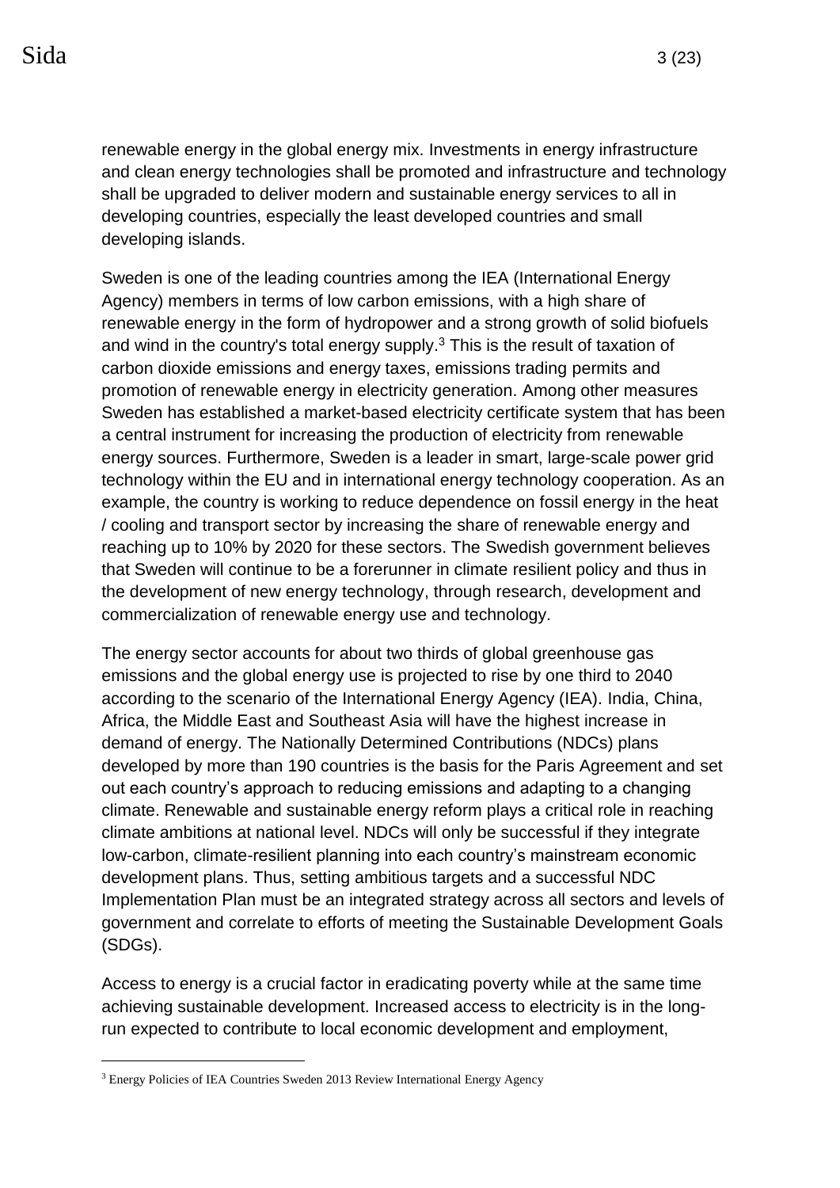renewable energy in the global energy mix. Investments in energy infrastructure and clean energy technologies shall be promoted and infrastructure and technology shall be upgraded to deliver modern and sustainable energy services to all in developing countries, especially the least developed countries and small developing islands.

Sweden is one of the leading countries among the IEA (International Energy Agency) members in terms of low carbon emissions, with a high share of renewable energy in the form of hydropower and a strong growth of solid biofuels and wind in the country's total energy supply.[3] This is the result of taxation of carbon dioxide emissions and energy taxes, emissions trading permits and promotion of renewable energy in electricity generation. Among other measures Sweden has established a market-based electricity certificate system that has been a central instrument for increasing the production of electricity from renewable energy sources. Furthermore, Sweden is a leader in smart, large-scale power grid technology within the EU and in international energy technology cooperation. As an example, the country is working to reduce dependence on fossil energy in the heat / cooling and transport sector by increasing the share of renewable energy and reaching up to 10% by 2020 for these sectors. The Swedish government believes that Sweden will continue to be a forerunner in climate resilient policy and thus in the development of new energy technology, through research, development and commercialization of renewable energy use and technology.

The energy sector accounts for about two thirds of global greenhouse gas emissions and the global energy use is projected to rise by one third to 2040 according to the scenario of the International Energy Agency (IEA). India, China, Africa, the Middle East and Southeast Asia will have the highest increase in demand of energy. The Nationally Determined Contributions (NDCs) plans developed by more than 190 countries is the basis for the Paris Agreement and set out each country's approach to reducing emissions and adapting to a changing climate. Renewable and sustainable energy reform plays a critical role in reaching climate ambitions at national level. NDCs will only be successful if they integrate low-carbon, climate-resilient planning into each country's mainstream economic development plans. Thus, setting ambitious targets and a successful NDC Implementation Plan must be an integrated strategy across all sectors and levels of government and correlate to efforts of meeting the Sustainable Development Goals (SDGs).

Access to energy is a crucial factor in eradicating poverty while at the same time achieving sustainable development. Increased access to electricity is in the long-run expected to contribute to local economic development and employment,

[3] Energy Policies of IEA Countries Sweden 2013 Review International Energy Agency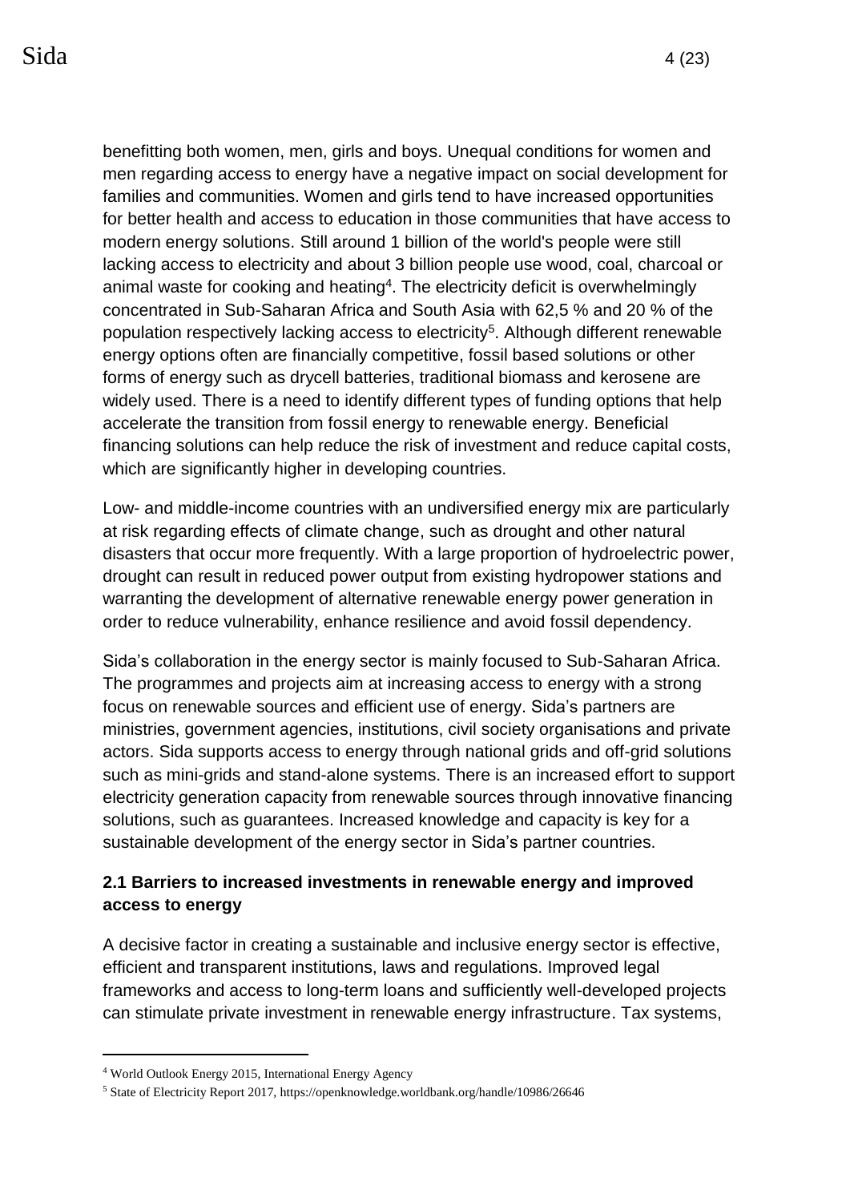benefitting both women, men, girls and boys. Unequal conditions for women and men regarding access to energy have a negative impact on social development for families and communities. Women and girls tend to have increased opportunities for better health and access to education in those communities that have access to modern energy solutions. Still around 1 billion of the world's people were still lacking access to electricity and about 3 billion people use wood, coal, charcoal or animal waste for cooking and heating[4]. The electricity deficit is overwhelmingly concentrated in Sub-Saharan Africa and South Asia with 62,5 % and 20 % of the population respectively lacking access to electricity[5]. Although different renewable energy options often are financially competitive, fossil based solutions or other forms of energy such as drycell batteries, traditional biomass and kerosene are widely used. There is a need to identify different types of funding options that help accelerate the transition from fossil energy to renewable energy. Beneficial financing solutions can help reduce the risk of investment and reduce capital costs, which are significantly higher in developing countries.

Low- and middle-income countries with an undiversified energy mix are particularly at risk regarding effects of climate change, such as drought and other natural disasters that occur more frequently. With a large proportion of hydroelectric power, drought can result in reduced power output from existing hydropower stations and warranting the development of alternative renewable energy power generation in order to reduce vulnerability, enhance resilience and avoid fossil dependency.

Sida's collaboration in the energy sector is mainly focused to Sub-Saharan Africa. The programmes and projects aim at increasing access to energy with a strong focus on renewable sources and efficient use of energy. Sida's partners are ministries, government agencies, institutions, civil society organisations and private actors. Sida supports access to energy through national grids and off-grid solutions such as mini-grids and stand-alone systems. There is an increased effort to support electricity generation capacity from renewable sources through innovative financing solutions, such as guarantees. Increased knowledge and capacity is key for a sustainable development of the energy sector in Sida's partner countries.

### 2.1 Barriers to increased investments in renewable energy and improved access to energy

A decisive factor in creating a sustainable and inclusive energy sector is effective, efficient and transparent institutions, laws and regulations. Improved legal frameworks and access to long-term loans and sufficiently well-developed projects can stimulate private investment in renewable energy infrastructure. Tax systems,

---

[4] World Outlook Energy 2015, International Energy Agency

[5] State of Electricity Report 2017, https://openknowledge.worldbank.org/handle/10986/26646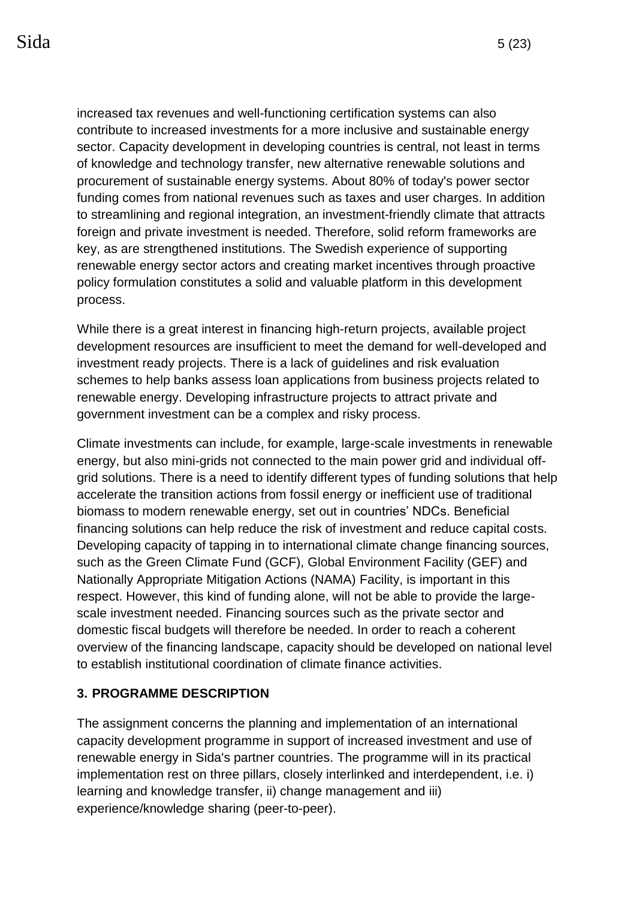increased tax revenues and well-functioning certification systems can also contribute to increased investments for a more inclusive and sustainable energy sector. Capacity development in developing countries is central, not least in terms of knowledge and technology transfer, new alternative renewable solutions and procurement of sustainable energy systems. About 80% of today's power sector funding comes from national revenues such as taxes and user charges. In addition to streamlining and regional integration, an investment-friendly climate that attracts foreign and private investment is needed. Therefore, solid reform frameworks are key, as are strengthened institutions. The Swedish experience of supporting renewable energy sector actors and creating market incentives through proactive policy formulation constitutes a solid and valuable platform in this development process.

While there is a great interest in financing high-return projects, available project development resources are insufficient to meet the demand for well-developed and investment ready projects. There is a lack of guidelines and risk evaluation schemes to help banks assess loan applications from business projects related to renewable energy. Developing infrastructure projects to attract private and government investment can be a complex and risky process.

Climate investments can include, for example, large-scale investments in renewable energy, but also mini-grids not connected to the main power grid and individual off-grid solutions. There is a need to identify different types of funding solutions that help accelerate the transition actions from fossil energy or inefficient use of traditional biomass to modern renewable energy, set out in countries' NDCs. Beneficial financing solutions can help reduce the risk of investment and reduce capital costs. Developing capacity of tapping in to international climate change financing sources, such as the Green Climate Fund (GCF), Global Environment Facility (GEF) and Nationally Appropriate Mitigation Actions (NAMA) Facility, is important in this respect. However, this kind of funding alone, will not be able to provide the large-scale investment needed. Financing sources such as the private sector and domestic fiscal budgets will therefore be needed. In order to reach a coherent overview of the financing landscape, capacity should be developed on national level to establish institutional coordination of climate finance activities.

## 3. PROGRAMME DESCRIPTION

The assignment concerns the planning and implementation of an international capacity development programme in support of increased investment and use of renewable energy in Sida's partner countries. The programme will in its practical implementation rest on three pillars, closely interlinked and interdependent, i.e. i) learning and knowledge transfer, ii) change management and iii) experience/knowledge sharing (peer-to-peer).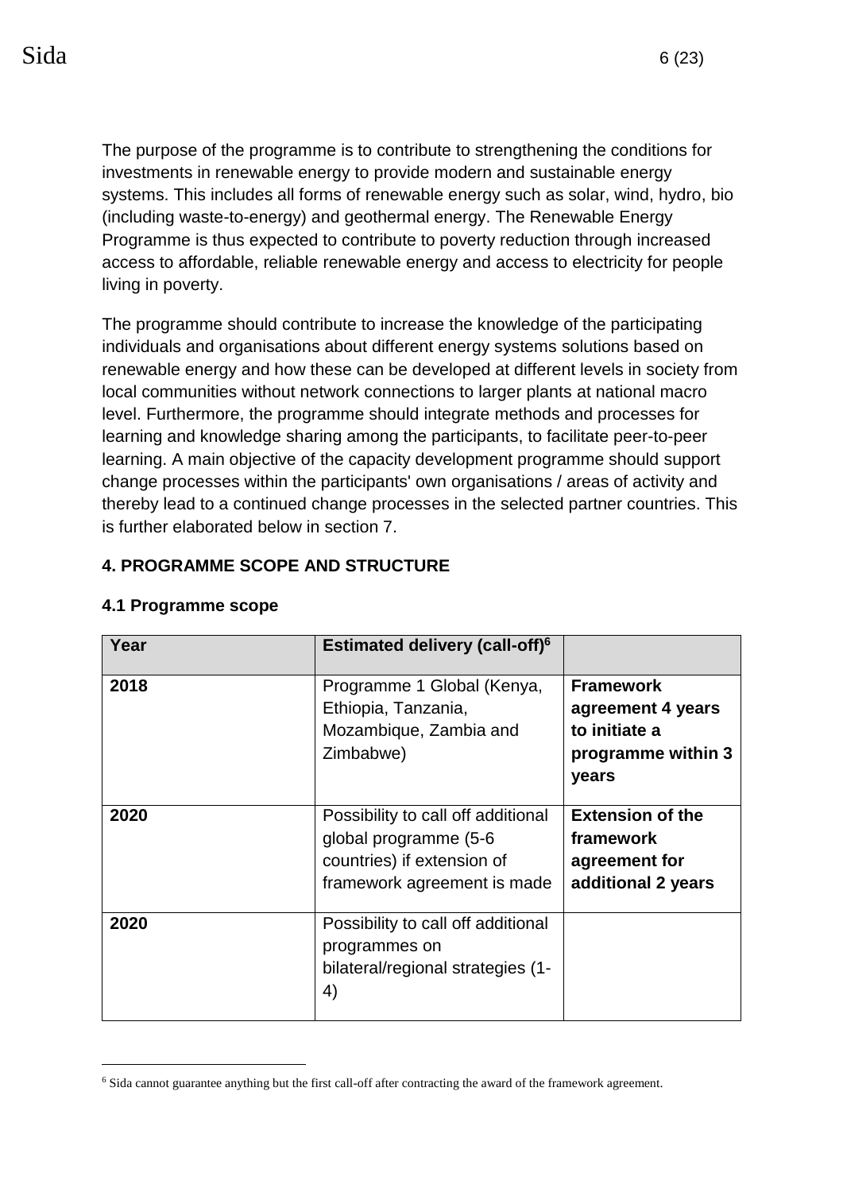The purpose of the programme is to contribute to strengthening the conditions for investments in renewable energy to provide modern and sustainable energy systems. This includes all forms of renewable energy such as solar, wind, hydro, bio (including waste-to-energy) and geothermal energy. The Renewable Energy Programme is thus expected to contribute to poverty reduction through increased access to affordable, reliable renewable energy and access to electricity for people living in poverty.

The programme should contribute to increase the knowledge of the participating individuals and organisations about different energy systems solutions based on renewable energy and how these can be developed at different levels in society from local communities without network connections to larger plants at national macro level. Furthermore, the programme should integrate methods and processes for learning and knowledge sharing among the participants, to facilitate peer-to-peer learning. A main objective of the capacity development programme should support change processes within the participants' own organisations / areas of activity and thereby lead to a continued change processes in the selected partner countries. This is further elaborated below in section 7.

## 4. PROGRAMME SCOPE AND STRUCTURE

### 4.1 Programme scope

| Year | Estimated delivery (call-off)[6] | |
|---|---|---|
| **2018** | Programme 1 Global (Kenya, Ethiopia, Tanzania, Mozambique, Zambia and Zimbabwe) | **Framework agreement 4 years to initiate a programme within 3 years** |
| **2020** | Possibility to call off additional global programme (5-6 countries) if extension of framework agreement is made | **Extension of the framework agreement for additional 2 years** |
| **2020** | Possibility to call off additional programmes on bilateral/regional strategies (1-4) | |

[6] Sida cannot guarantee anything but the first call-off after contracting the award of the framework agreement.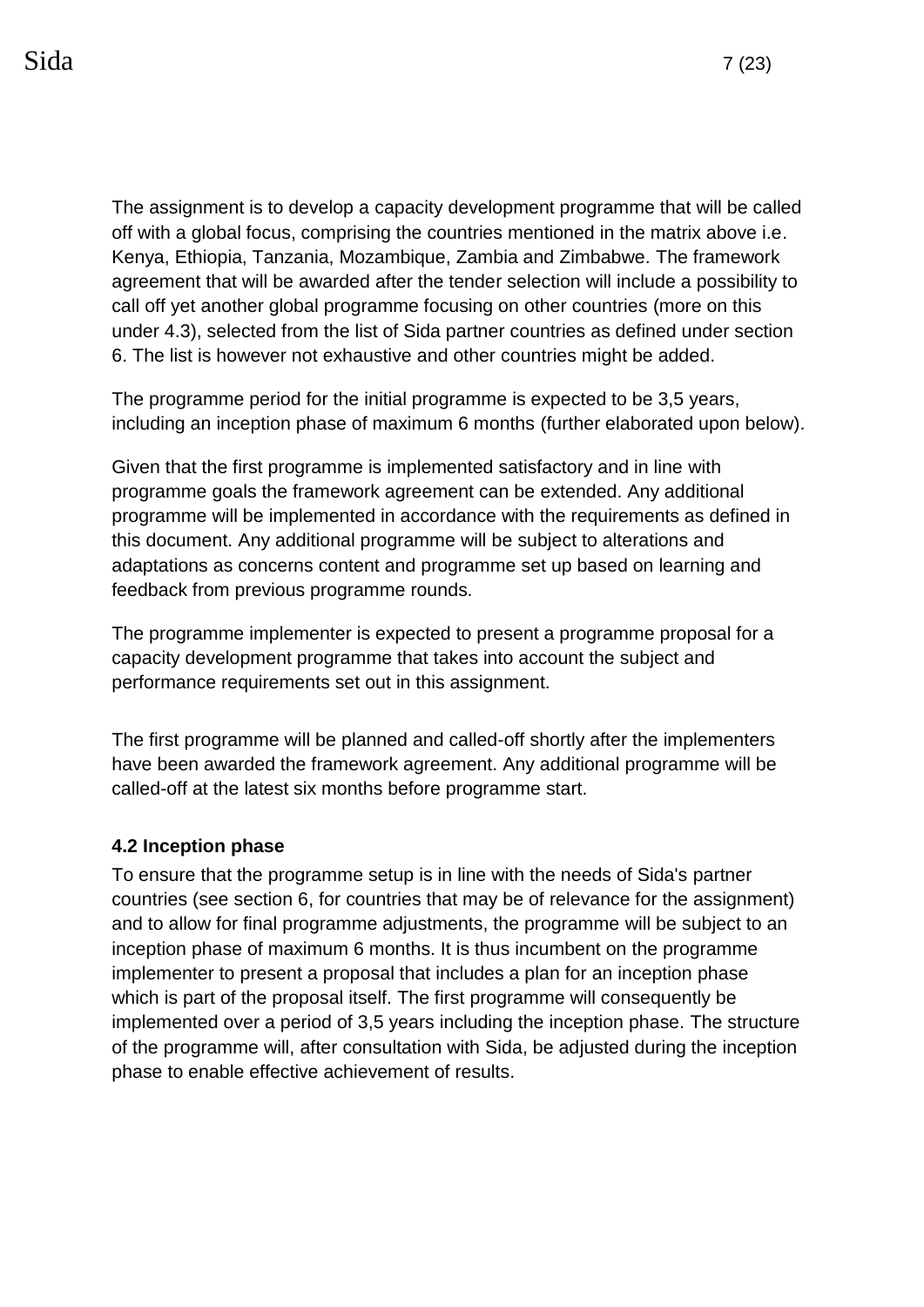The assignment is to develop a capacity development programme that will be called off with a global focus, comprising the countries mentioned in the matrix above i.e. Kenya, Ethiopia, Tanzania, Mozambique, Zambia and Zimbabwe. The framework agreement that will be awarded after the tender selection will include a possibility to call off yet another global programme focusing on other countries (more on this under 4.3), selected from the list of Sida partner countries as defined under section 6. The list is however not exhaustive and other countries might be added.

The programme period for the initial programme is expected to be 3,5 years, including an inception phase of maximum 6 months (further elaborated upon below).

Given that the first programme is implemented satisfactory and in line with programme goals the framework agreement can be extended. Any additional programme will be implemented in accordance with the requirements as defined in this document. Any additional programme will be subject to alterations and adaptations as concerns content and programme set up based on learning and feedback from previous programme rounds.

The programme implementer is expected to present a programme proposal for a capacity development programme that takes into account the subject and performance requirements set out in this assignment.

The first programme will be planned and called-off shortly after the implementers have been awarded the framework agreement. Any additional programme will be called-off at the latest six months before programme start.

#### 4.2 Inception phase

To ensure that the programme setup is in line with the needs of Sida's partner countries (see section 6, for countries that may be of relevance for the assignment) and to allow for final programme adjustments, the programme will be subject to an inception phase of maximum 6 months. It is thus incumbent on the programme implementer to present a proposal that includes a plan for an inception phase which is part of the proposal itself. The first programme will consequently be implemented over a period of 3,5 years including the inception phase. The structure of the programme will, after consultation with Sida, be adjusted during the inception phase to enable effective achievement of results.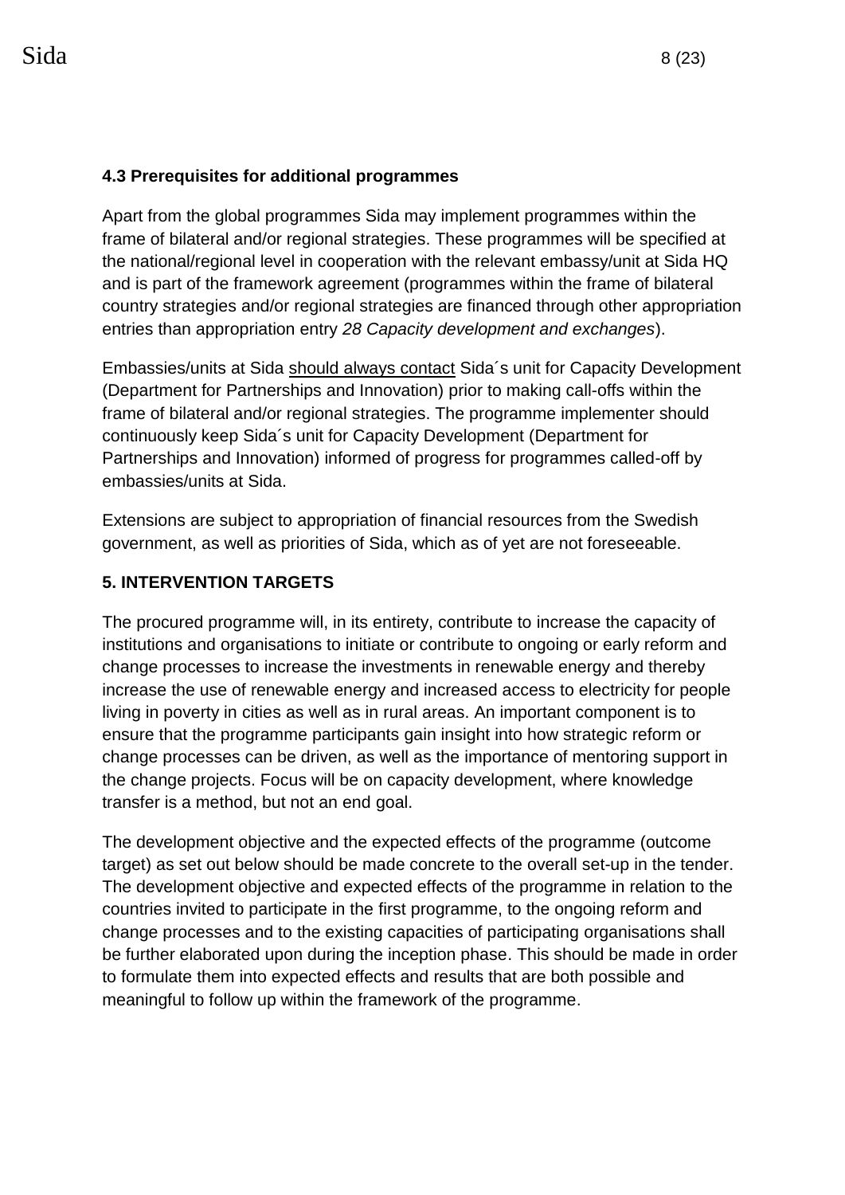### 4.3 Prerequisites for additional programmes

Apart from the global programmes Sida may implement programmes within the frame of bilateral and/or regional strategies. These programmes will be specified at the national/regional level in cooperation with the relevant embassy/unit at Sida HQ and is part of the framework agreement (programmes within the frame of bilateral country strategies and/or regional strategies are financed through other appropriation entries than appropriation entry *28 Capacity development and exchanges*).

Embassies/units at Sida should always contact Sida´s unit for Capacity Development (Department for Partnerships and Innovation) prior to making call-offs within the frame of bilateral and/or regional strategies. The programme implementer should continuously keep Sida´s unit for Capacity Development (Department for Partnerships and Innovation) informed of progress for programmes called-off by embassies/units at Sida.

Extensions are subject to appropriation of financial resources from the Swedish government, as well as priorities of Sida, which as of yet are not foreseeable.

## 5. INTERVENTION TARGETS

The procured programme will, in its entirety, contribute to increase the capacity of institutions and organisations to initiate or contribute to ongoing or early reform and change processes to increase the investments in renewable energy and thereby increase the use of renewable energy and increased access to electricity for people living in poverty in cities as well as in rural areas. An important component is to ensure that the programme participants gain insight into how strategic reform or change processes can be driven, as well as the importance of mentoring support in the change projects. Focus will be on capacity development, where knowledge transfer is a method, but not an end goal.

The development objective and the expected effects of the programme (outcome target) as set out below should be made concrete to the overall set-up in the tender. The development objective and expected effects of the programme in relation to the countries invited to participate in the first programme, to the ongoing reform and change processes and to the existing capacities of participating organisations shall be further elaborated upon during the inception phase. This should be made in order to formulate them into expected effects and results that are both possible and meaningful to follow up within the framework of the programme.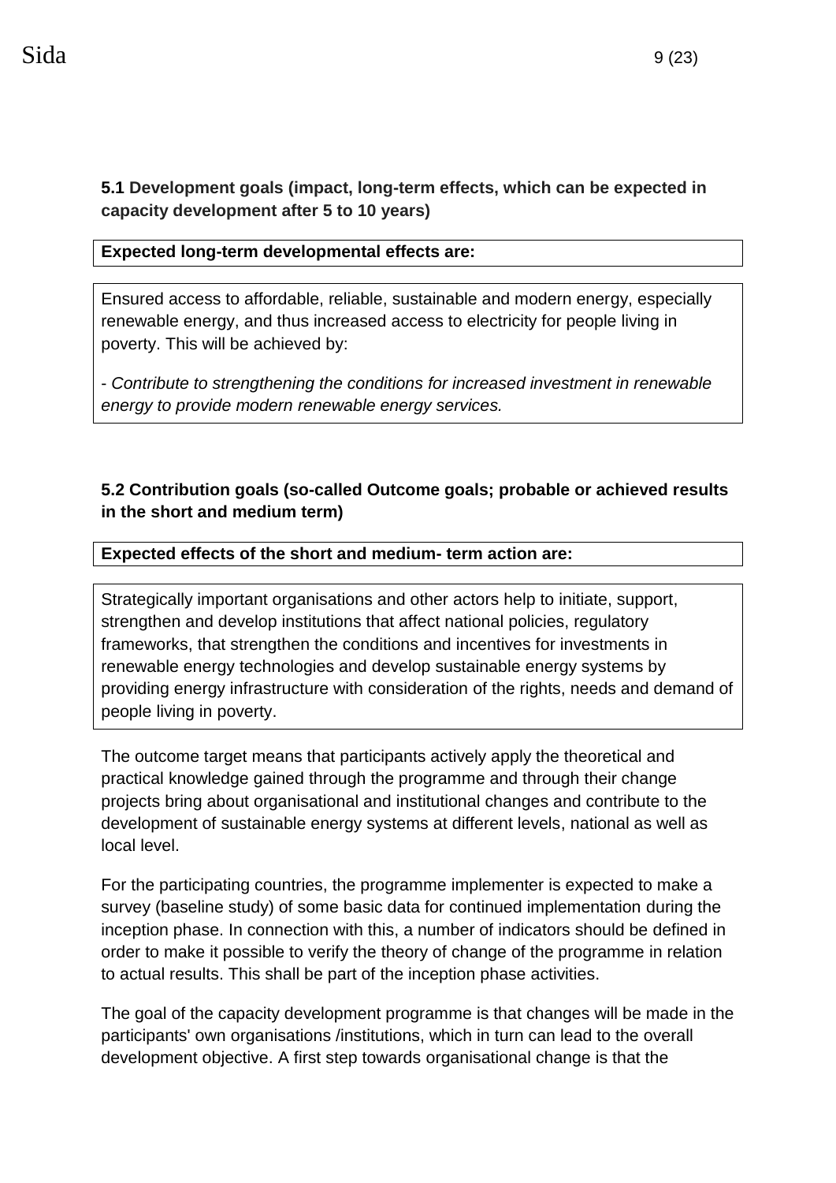**5.1 Development goals (impact, long-term effects, which can be expected in capacity development after 5 to 10 years)**

| **Expected long-term developmental effects are:** |
|---|
| Ensured access to affordable, reliable, sustainable and modern energy, especially renewable energy, and thus increased access to electricity for people living in poverty. This will be achieved by:<br><br>- *Contribute to strengthening the conditions for increased investment in renewable energy to provide modern renewable energy services.* |

**5.2 Contribution goals (so-called Outcome goals; probable or achieved results in the short and medium term)**

| **Expected effects of the short and medium- term action are:** |
|---|
| Strategically important organisations and other actors help to initiate, support, strengthen and develop institutions that affect national policies, regulatory frameworks, that strengthen the conditions and incentives for investments in renewable energy technologies and develop sustainable energy systems by providing energy infrastructure with consideration of the rights, needs and demand of people living in poverty. |

The outcome target means that participants actively apply the theoretical and practical knowledge gained through the programme and through their change projects bring about organisational and institutional changes and contribute to the development of sustainable energy systems at different levels, national as well as local level.

For the participating countries, the programme implementer is expected to make a survey (baseline study) of some basic data for continued implementation during the inception phase. In connection with this, a number of indicators should be defined in order to make it possible to verify the theory of change of the programme in relation to actual results. This shall be part of the inception phase activities.

The goal of the capacity development programme is that changes will be made in the participants' own organisations /institutions, which in turn can lead to the overall development objective. A first step towards organisational change is that the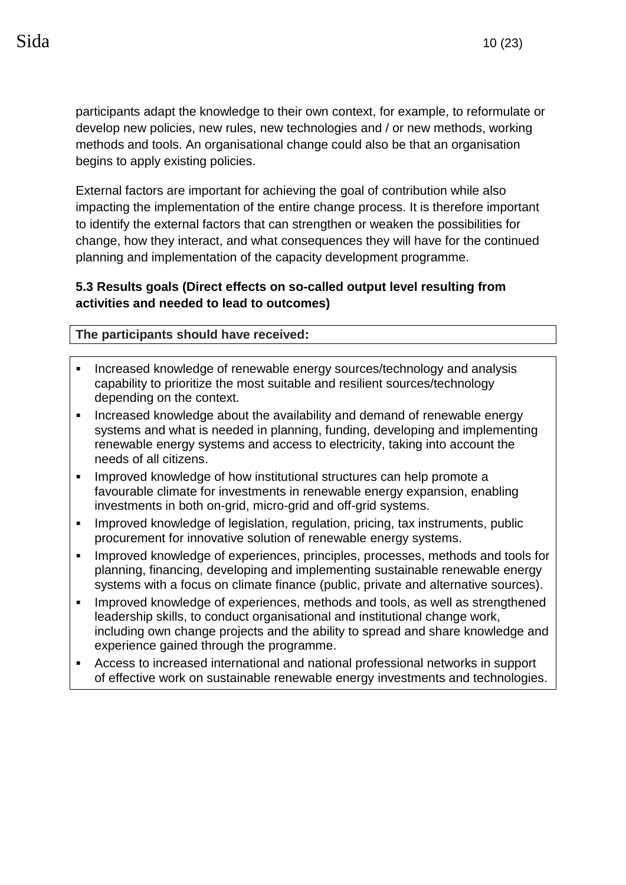participants adapt the knowledge to their own context, for example, to reformulate or develop new policies, new rules, new technologies and / or new methods, working methods and tools. An organisational change could also be that an organisation begins to apply existing policies.

External factors are important for achieving the goal of contribution while also impacting the implementation of the entire change process. It is therefore important to identify the external factors that can strengthen or weaken the possibilities for change, how they interact, and what consequences they will have for the continued planning and implementation of the capacity development programme.

### 5.3 Results goals (Direct effects on so-called output level resulting from activities and needed to lead to outcomes)

**The participants should have received:**

- Increased knowledge of renewable energy sources/technology and analysis capability to prioritize the most suitable and resilient sources/technology depending on the context.
- Increased knowledge about the availability and demand of renewable energy systems and what is needed in planning, funding, developing and implementing renewable energy systems and access to electricity, taking into account the needs of all citizens.
- Improved knowledge of how institutional structures can help promote a favourable climate for investments in renewable energy expansion, enabling investments in both on-grid, micro-grid and off-grid systems.
- Improved knowledge of legislation, regulation, pricing, tax instruments, public procurement for innovative solution of renewable energy systems.
- Improved knowledge of experiences, principles, processes, methods and tools for planning, financing, developing and implementing sustainable renewable energy systems with a focus on climate finance (public, private and alternative sources).
- Improved knowledge of experiences, methods and tools, as well as strengthened leadership skills, to conduct organisational and institutional change work, including own change projects and the ability to spread and share knowledge and experience gained through the programme.
- Access to increased international and national professional networks in support of effective work on sustainable renewable energy investments and technologies.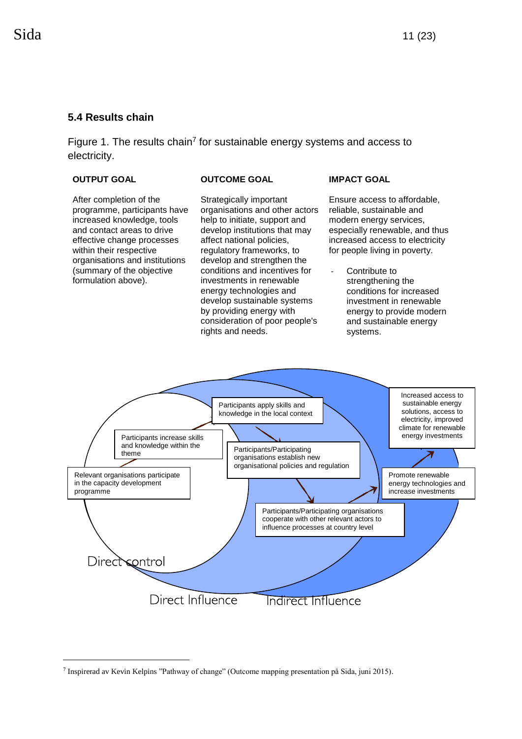### 5.4 Results chain

Figure 1. The results chain[7] for sustainable energy systems and access to electricity.

**OUTPUT GOAL**

After completion of the programme, participants have increased knowledge, tools and contact areas to drive effective change processes within their respective organisations and institutions (summary of the objective formulation above).

**OUTCOME GOAL**

Strategically important organisations and other actors help to initiate, support and develop institutions that may affect national policies, regulatory frameworks, to develop and strengthen the conditions and incentives for investments in renewable energy technologies and develop sustainable systems by providing energy with consideration of poor people's rights and needs.

**IMPACT GOAL**

Ensure access to affordable, reliable, sustainable and modern energy services, especially renewable, and thus increased access to electricity for people living in poverty.

- Contribute to strengthening the conditions for increased investment in renewable energy to provide modern and sustainable energy systems.

Relevant organisations participate in the capacity development programme

Participants increase skills and knowledge within the theme

Participants apply skills and knowledge in the local context

Participants/Participating organisations establish new organisational policies and regulation

Participants/Participating organisations cooperate with other relevant actors to influence processes at country level

Promote renewable energy technologies and increase investments

Increased access to sustainable energy solutions, access to electricity, improved climate for renewable energy investments

Direct control

Direct Influence

Indirect Influence

---

[7] Inspirerad av Kevin Kelpins "Pathway of change" (Outcome mapping presentation på Sida, juni 2015).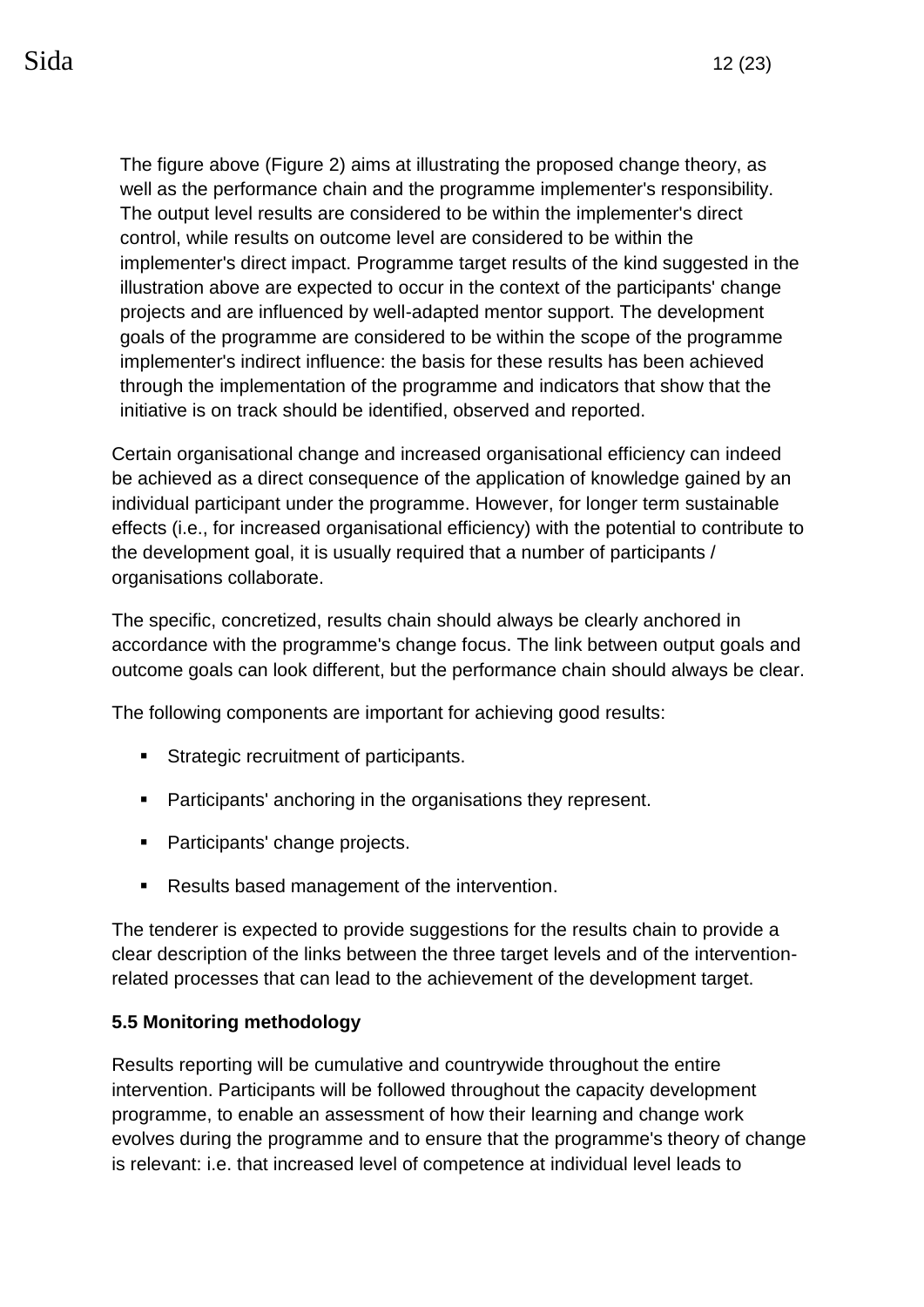The figure above (Figure 2) aims at illustrating the proposed change theory, as well as the performance chain and the programme implementer's responsibility. The output level results are considered to be within the implementer's direct control, while results on outcome level are considered to be within the implementer's direct impact. Programme target results of the kind suggested in the illustration above are expected to occur in the context of the participants' change projects and are influenced by well-adapted mentor support. The development goals of the programme are considered to be within the scope of the programme implementer's indirect influence: the basis for these results has been achieved through the implementation of the programme and indicators that show that the initiative is on track should be identified, observed and reported.

Certain organisational change and increased organisational efficiency can indeed be achieved as a direct consequence of the application of knowledge gained by an individual participant under the programme. However, for longer term sustainable effects (i.e., for increased organisational efficiency) with the potential to contribute to the development goal, it is usually required that a number of participants / organisations collaborate.

The specific, concretized, results chain should always be clearly anchored in accordance with the programme's change focus. The link between output goals and outcome goals can look different, but the performance chain should always be clear.

The following components are important for achieving good results:

- Strategic recruitment of participants.
- Participants' anchoring in the organisations they represent.
- Participants' change projects.
- Results based management of the intervention.

The tenderer is expected to provide suggestions for the results chain to provide a clear description of the links between the three target levels and of the intervention-related processes that can lead to the achievement of the development target.

**5.5 Monitoring methodology**

Results reporting will be cumulative and countrywide throughout the entire intervention. Participants will be followed throughout the capacity development programme, to enable an assessment of how their learning and change work evolves during the programme and to ensure that the programme's theory of change is relevant: i.e. that increased level of competence at individual level leads to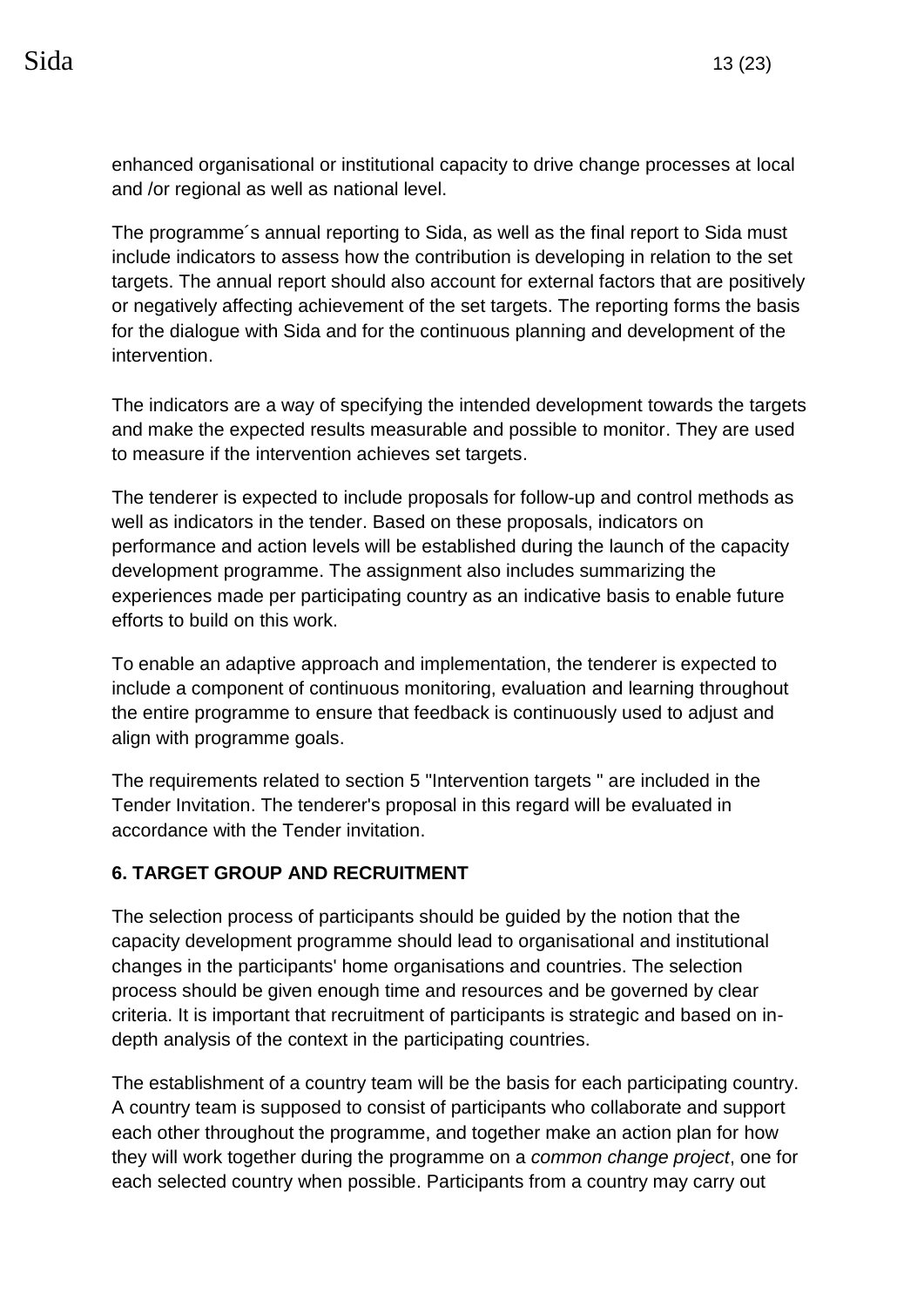enhanced organisational or institutional capacity to drive change processes at local and /or regional as well as national level.

The programme´s annual reporting to Sida, as well as the final report to Sida must include indicators to assess how the contribution is developing in relation to the set targets. The annual report should also account for external factors that are positively or negatively affecting achievement of the set targets. The reporting forms the basis for the dialogue with Sida and for the continuous planning and development of the intervention.

The indicators are a way of specifying the intended development towards the targets and make the expected results measurable and possible to monitor. They are used to measure if the intervention achieves set targets.

The tenderer is expected to include proposals for follow-up and control methods as well as indicators in the tender. Based on these proposals, indicators on performance and action levels will be established during the launch of the capacity development programme. The assignment also includes summarizing the experiences made per participating country as an indicative basis to enable future efforts to build on this work.

To enable an adaptive approach and implementation, the tenderer is expected to include a component of continuous monitoring, evaluation and learning throughout the entire programme to ensure that feedback is continuously used to adjust and align with programme goals.

The requirements related to section 5 "Intervention targets " are included in the Tender Invitation. The tenderer's proposal in this regard will be evaluated in accordance with the Tender invitation.

## 6. TARGET GROUP AND RECRUITMENT

The selection process of participants should be guided by the notion that the capacity development programme should lead to organisational and institutional changes in the participants' home organisations and countries. The selection process should be given enough time and resources and be governed by clear criteria. It is important that recruitment of participants is strategic and based on in-depth analysis of the context in the participating countries.

The establishment of a country team will be the basis for each participating country. A country team is supposed to consist of participants who collaborate and support each other throughout the programme, and together make an action plan for how they will work together during the programme on a *common change project*, one for each selected country when possible. Participants from a country may carry out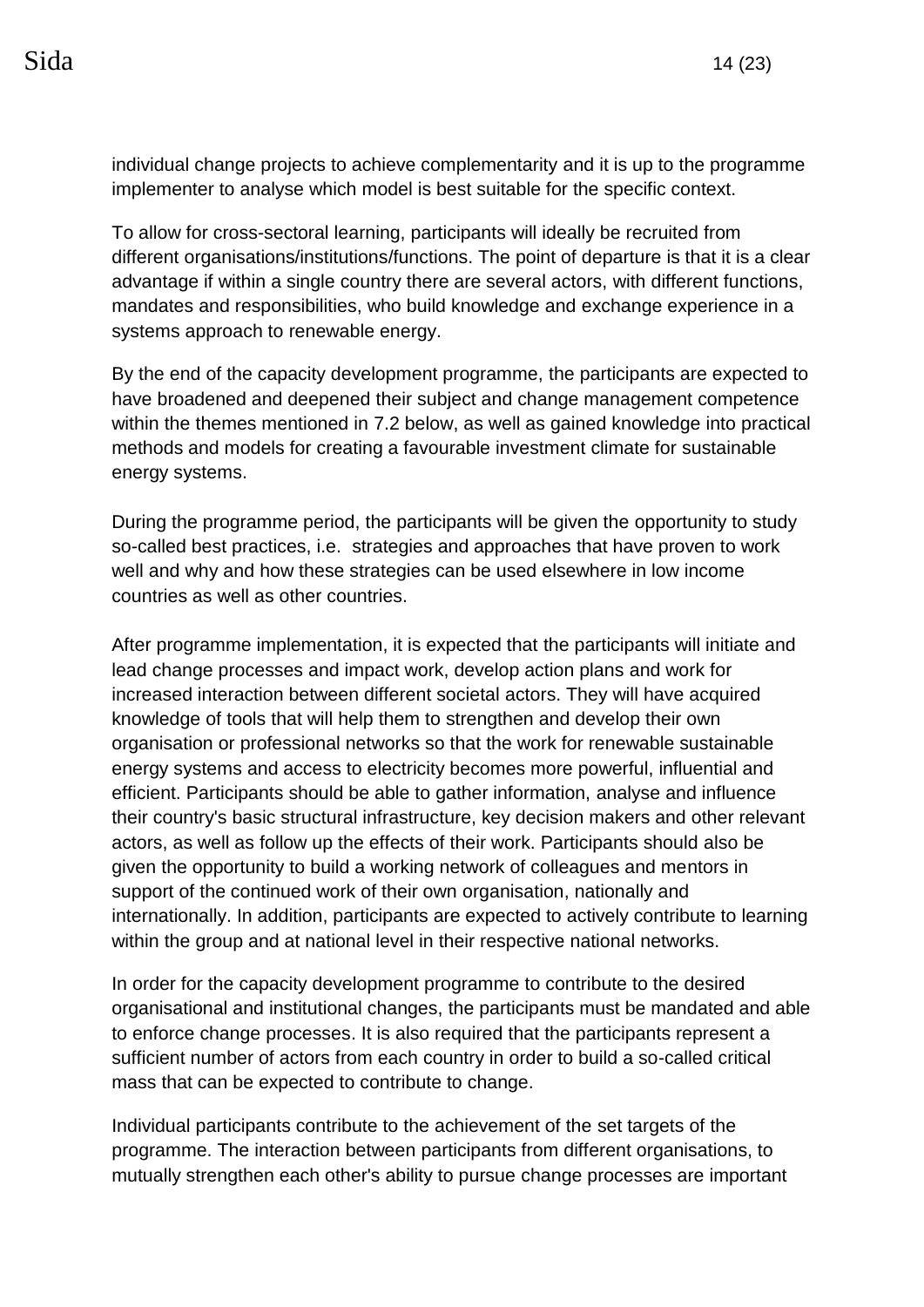individual change projects to achieve complementarity and it is up to the programme implementer to analyse which model is best suitable for the specific context.

To allow for cross-sectoral learning, participants will ideally be recruited from different organisations/institutions/functions. The point of departure is that it is a clear advantage if within a single country there are several actors, with different functions, mandates and responsibilities, who build knowledge and exchange experience in a systems approach to renewable energy.

By the end of the capacity development programme, the participants are expected to have broadened and deepened their subject and change management competence within the themes mentioned in 7.2 below, as well as gained knowledge into practical methods and models for creating a favourable investment climate for sustainable energy systems.

During the programme period, the participants will be given the opportunity to study so-called best practices, i.e. strategies and approaches that have proven to work well and why and how these strategies can be used elsewhere in low income countries as well as other countries.

After programme implementation, it is expected that the participants will initiate and lead change processes and impact work, develop action plans and work for increased interaction between different societal actors. They will have acquired knowledge of tools that will help them to strengthen and develop their own organisation or professional networks so that the work for renewable sustainable energy systems and access to electricity becomes more powerful, influential and efficient. Participants should be able to gather information, analyse and influence their country's basic structural infrastructure, key decision makers and other relevant actors, as well as follow up the effects of their work. Participants should also be given the opportunity to build a working network of colleagues and mentors in support of the continued work of their own organisation, nationally and internationally. In addition, participants are expected to actively contribute to learning within the group and at national level in their respective national networks.

In order for the capacity development programme to contribute to the desired organisational and institutional changes, the participants must be mandated and able to enforce change processes. It is also required that the participants represent a sufficient number of actors from each country in order to build a so-called critical mass that can be expected to contribute to change.

Individual participants contribute to the achievement of the set targets of the programme. The interaction between participants from different organisations, to mutually strengthen each other's ability to pursue change processes are important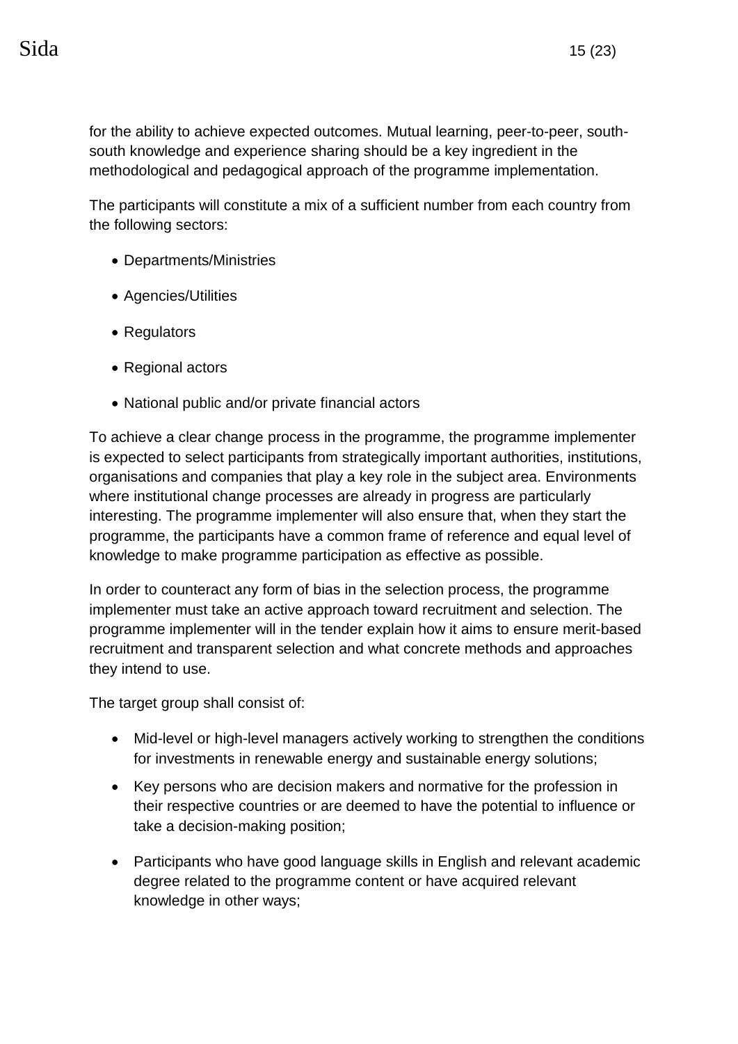for the ability to achieve expected outcomes. Mutual learning, peer-to-peer, south-south knowledge and experience sharing should be a key ingredient in the methodological and pedagogical approach of the programme implementation.

The participants will constitute a mix of a sufficient number from each country from the following sectors:

- Departments/Ministries
- Agencies/Utilities
- Regulators
- Regional actors
- National public and/or private financial actors

To achieve a clear change process in the programme, the programme implementer is expected to select participants from strategically important authorities, institutions, organisations and companies that play a key role in the subject area. Environments where institutional change processes are already in progress are particularly interesting. The programme implementer will also ensure that, when they start the programme, the participants have a common frame of reference and equal level of knowledge to make programme participation as effective as possible.

In order to counteract any form of bias in the selection process, the programme implementer must take an active approach toward recruitment and selection. The programme implementer will in the tender explain how it aims to ensure merit-based recruitment and transparent selection and what concrete methods and approaches they intend to use.

The target group shall consist of:

- Mid-level or high-level managers actively working to strengthen the conditions for investments in renewable energy and sustainable energy solutions;
- Key persons who are decision makers and normative for the profession in their respective countries or are deemed to have the potential to influence or take a decision-making position;
- Participants who have good language skills in English and relevant academic degree related to the programme content or have acquired relevant knowledge in other ways;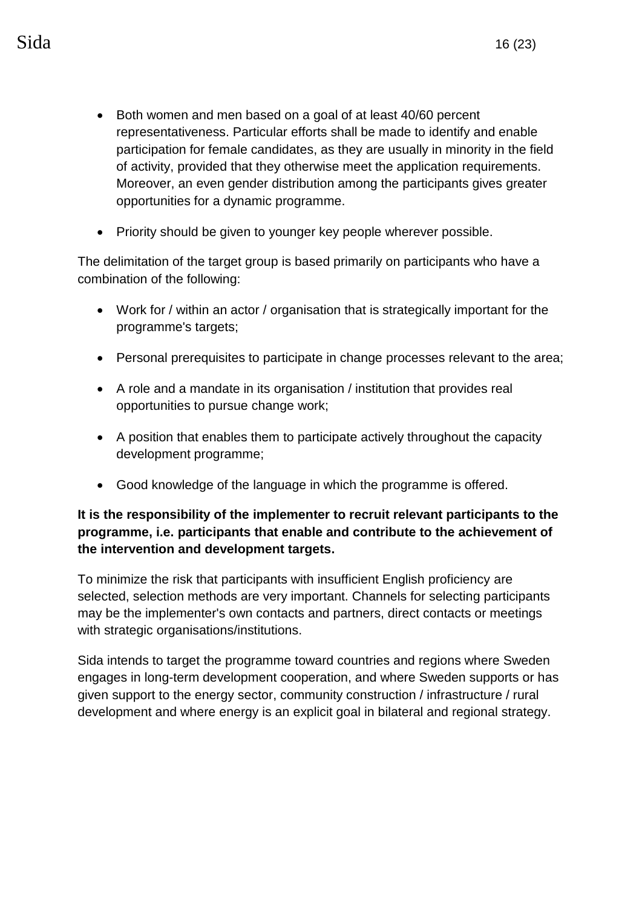- Both women and men based on a goal of at least 40/60 percent representativeness. Particular efforts shall be made to identify and enable participation for female candidates, as they are usually in minority in the field of activity, provided that they otherwise meet the application requirements. Moreover, an even gender distribution among the participants gives greater opportunities for a dynamic programme.

- Priority should be given to younger key people wherever possible.

The delimitation of the target group is based primarily on participants who have a combination of the following:

- Work for / within an actor / organisation that is strategically important for the programme's targets;

- Personal prerequisites to participate in change processes relevant to the area;

- A role and a mandate in its organisation / institution that provides real opportunities to pursue change work;

- A position that enables them to participate actively throughout the capacity development programme;

- Good knowledge of the language in which the programme is offered.

**It is the responsibility of the implementer to recruit relevant participants to the programme, i.e. participants that enable and contribute to the achievement of the intervention and development targets.**

To minimize the risk that participants with insufficient English proficiency are selected, selection methods are very important. Channels for selecting participants may be the implementer's own contacts and partners, direct contacts or meetings with strategic organisations/institutions.

Sida intends to target the programme toward countries and regions where Sweden engages in long-term development cooperation, and where Sweden supports or has given support to the energy sector, community construction / infrastructure / rural development and where energy is an explicit goal in bilateral and regional strategy.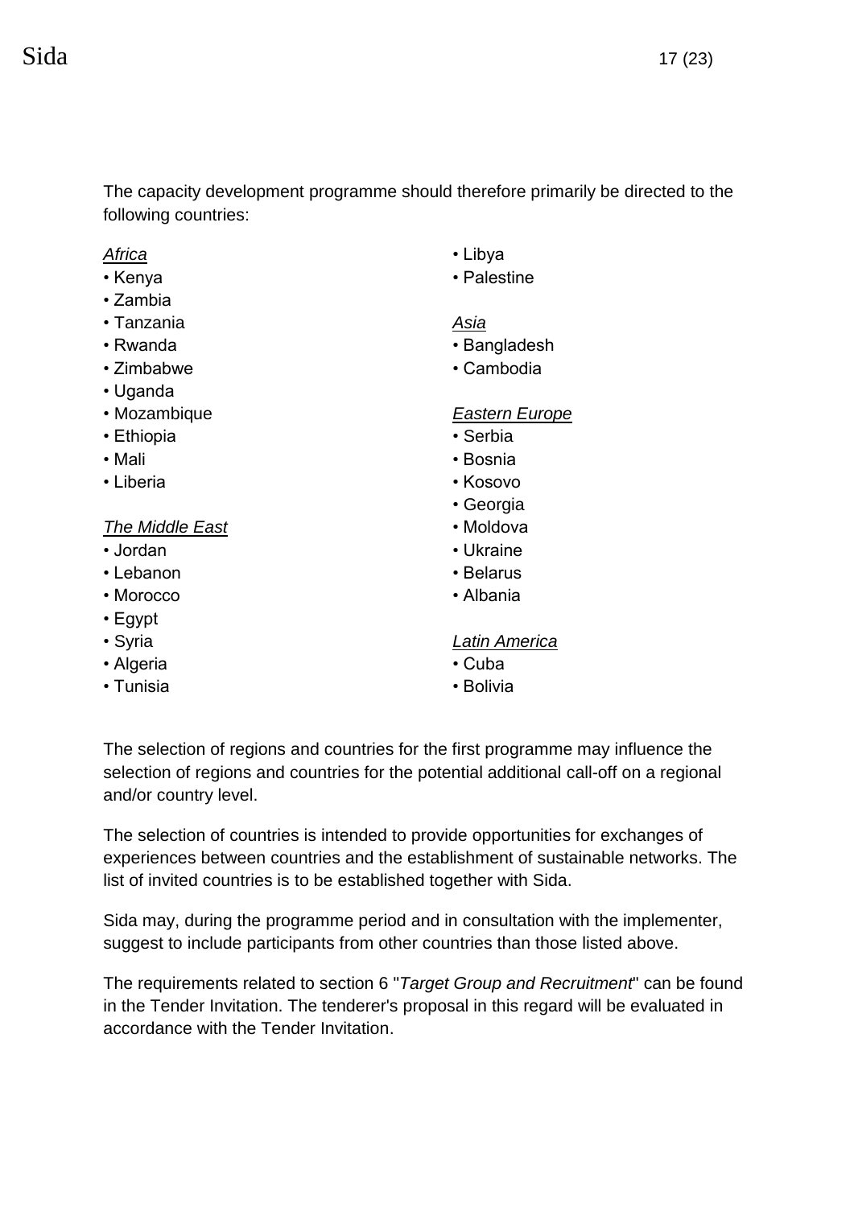The capacity development programme should therefore primarily be directed to the following countries:

*Africa*

- Kenya
- Zambia
- Tanzania
- Rwanda
- Zimbabwe
- Uganda
- Mozambique
- Ethiopia
- Mali
- Liberia

*The Middle East*

- Jordan
- Lebanon
- Morocco
- Egypt
- Syria
- Algeria
- Tunisia
- Libya
- Palestine

*Asia*

- Bangladesh
- Cambodia

*Eastern Europe*

- Serbia
- Bosnia
- Kosovo
- Georgia
- Moldova
- Ukraine
- Belarus
- Albania

*Latin America*

- Cuba
- Bolivia

The selection of regions and countries for the first programme may influence the selection of regions and countries for the potential additional call-off on a regional and/or country level.

The selection of countries is intended to provide opportunities for exchanges of experiences between countries and the establishment of sustainable networks. The list of invited countries is to be established together with Sida.

Sida may, during the programme period and in consultation with the implementer, suggest to include participants from other countries than those listed above.

The requirements related to section 6 "*Target Group and Recruitment*" can be found in the Tender Invitation. The tenderer's proposal in this regard will be evaluated in accordance with the Tender Invitation.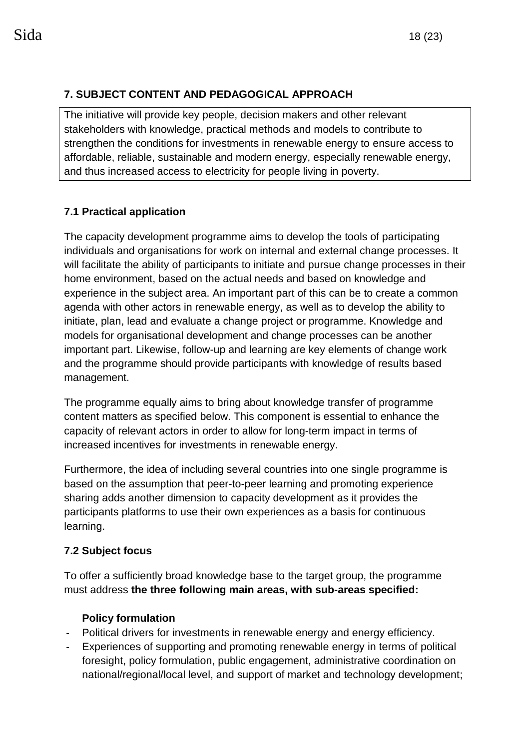## 7. SUBJECT CONTENT AND PEDAGOGICAL APPROACH

The initiative will provide key people, decision makers and other relevant stakeholders with knowledge, practical methods and models to contribute to strengthen the conditions for investments in renewable energy to ensure access to affordable, reliable, sustainable and modern energy, especially renewable energy, and thus increased access to electricity for people living in poverty.

### 7.1 Practical application

The capacity development programme aims to develop the tools of participating individuals and organisations for work on internal and external change processes. It will facilitate the ability of participants to initiate and pursue change processes in their home environment, based on the actual needs and based on knowledge and experience in the subject area. An important part of this can be to create a common agenda with other actors in renewable energy, as well as to develop the ability to initiate, plan, lead and evaluate a change project or programme. Knowledge and models for organisational development and change processes can be another important part. Likewise, follow-up and learning are key elements of change work and the programme should provide participants with knowledge of results based management.

The programme equally aims to bring about knowledge transfer of programme content matters as specified below. This component is essential to enhance the capacity of relevant actors in order to allow for long-term impact in terms of increased incentives for investments in renewable energy.

Furthermore, the idea of including several countries into one single programme is based on the assumption that peer-to-peer learning and promoting experience sharing adds another dimension to capacity development as it provides the participants platforms to use their own experiences as a basis for continuous learning.

### 7.2 Subject focus

To offer a sufficiently broad knowledge base to the target group, the programme must address **the three following main areas, with sub-areas specified:**

**Policy formulation**

- Political drivers for investments in renewable energy and energy efficiency.
- Experiences of supporting and promoting renewable energy in terms of political foresight, policy formulation, public engagement, administrative coordination on national/regional/local level, and support of market and technology development;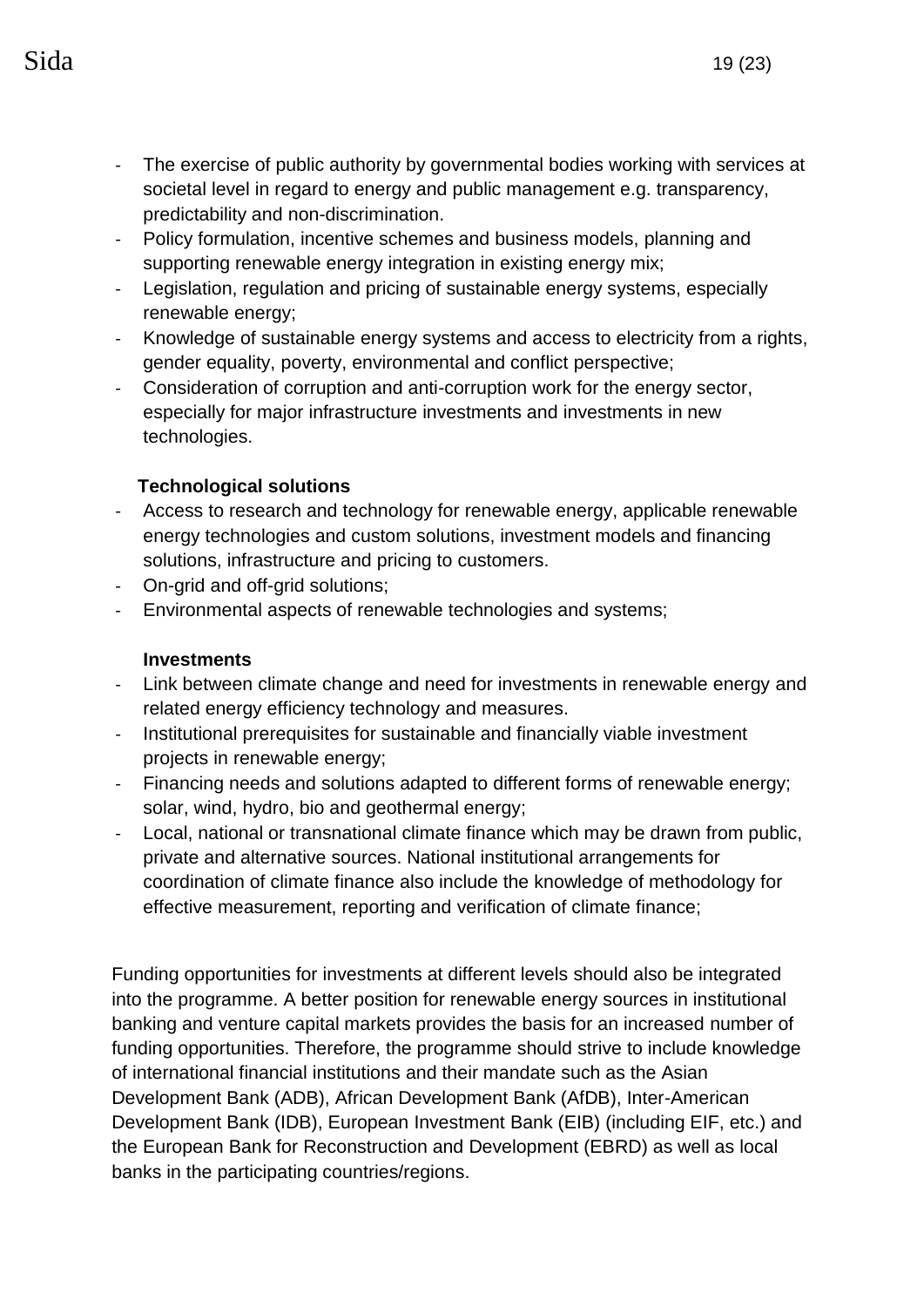- The exercise of public authority by governmental bodies working with services at societal level in regard to energy and public management e.g. transparency, predictability and non-discrimination.
- Policy formulation, incentive schemes and business models, planning and supporting renewable energy integration in existing energy mix;
- Legislation, regulation and pricing of sustainable energy systems, especially renewable energy;
- Knowledge of sustainable energy systems and access to electricity from a rights, gender equality, poverty, environmental and conflict perspective;
- Consideration of corruption and anti-corruption work for the energy sector, especially for major infrastructure investments and investments in new technologies.

**Technological solutions**

- Access to research and technology for renewable energy, applicable renewable energy technologies and custom solutions, investment models and financing solutions, infrastructure and pricing to customers.
- On-grid and off-grid solutions;
- Environmental aspects of renewable technologies and systems;

**Investments**

- Link between climate change and need for investments in renewable energy and related energy efficiency technology and measures.
- Institutional prerequisites for sustainable and financially viable investment projects in renewable energy;
- Financing needs and solutions adapted to different forms of renewable energy; solar, wind, hydro, bio and geothermal energy;
- Local, national or transnational climate finance which may be drawn from public, private and alternative sources. National institutional arrangements for coordination of climate finance also include the knowledge of methodology for effective measurement, reporting and verification of climate finance;

Funding opportunities for investments at different levels should also be integrated into the programme. A better position for renewable energy sources in institutional banking and venture capital markets provides the basis for an increased number of funding opportunities. Therefore, the programme should strive to include knowledge of international financial institutions and their mandate such as the Asian Development Bank (ADB), African Development Bank (AfDB), Inter-American Development Bank (IDB), European Investment Bank (EIB) (including EIF, etc.) and the European Bank for Reconstruction and Development (EBRD) as well as local banks in the participating countries/regions.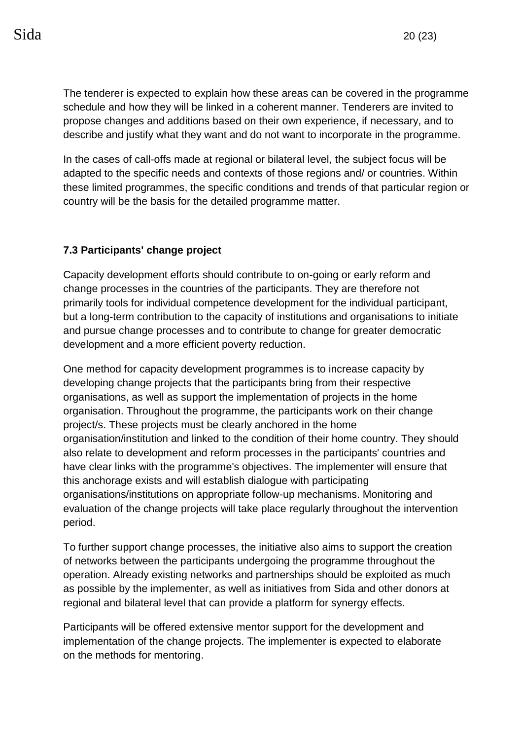The tenderer is expected to explain how these areas can be covered in the programme schedule and how they will be linked in a coherent manner. Tenderers are invited to propose changes and additions based on their own experience, if necessary, and to describe and justify what they want and do not want to incorporate in the programme.

In the cases of call-offs made at regional or bilateral level, the subject focus will be adapted to the specific needs and contexts of those regions and/ or countries. Within these limited programmes, the specific conditions and trends of that particular region or country will be the basis for the detailed programme matter.

### 7.3 Participants' change project

Capacity development efforts should contribute to on-going or early reform and change processes in the countries of the participants. They are therefore not primarily tools for individual competence development for the individual participant, but a long-term contribution to the capacity of institutions and organisations to initiate and pursue change processes and to contribute to change for greater democratic development and a more efficient poverty reduction.

One method for capacity development programmes is to increase capacity by developing change projects that the participants bring from their respective organisations, as well as support the implementation of projects in the home organisation. Throughout the programme, the participants work on their change project/s. These projects must be clearly anchored in the home organisation/institution and linked to the condition of their home country. They should also relate to development and reform processes in the participants' countries and have clear links with the programme's objectives. The implementer will ensure that this anchorage exists and will establish dialogue with participating organisations/institutions on appropriate follow-up mechanisms. Monitoring and evaluation of the change projects will take place regularly throughout the intervention period.

To further support change processes, the initiative also aims to support the creation of networks between the participants undergoing the programme throughout the operation. Already existing networks and partnerships should be exploited as much as possible by the implementer, as well as initiatives from Sida and other donors at regional and bilateral level that can provide a platform for synergy effects.

Participants will be offered extensive mentor support for the development and implementation of the change projects. The implementer is expected to elaborate on the methods for mentoring.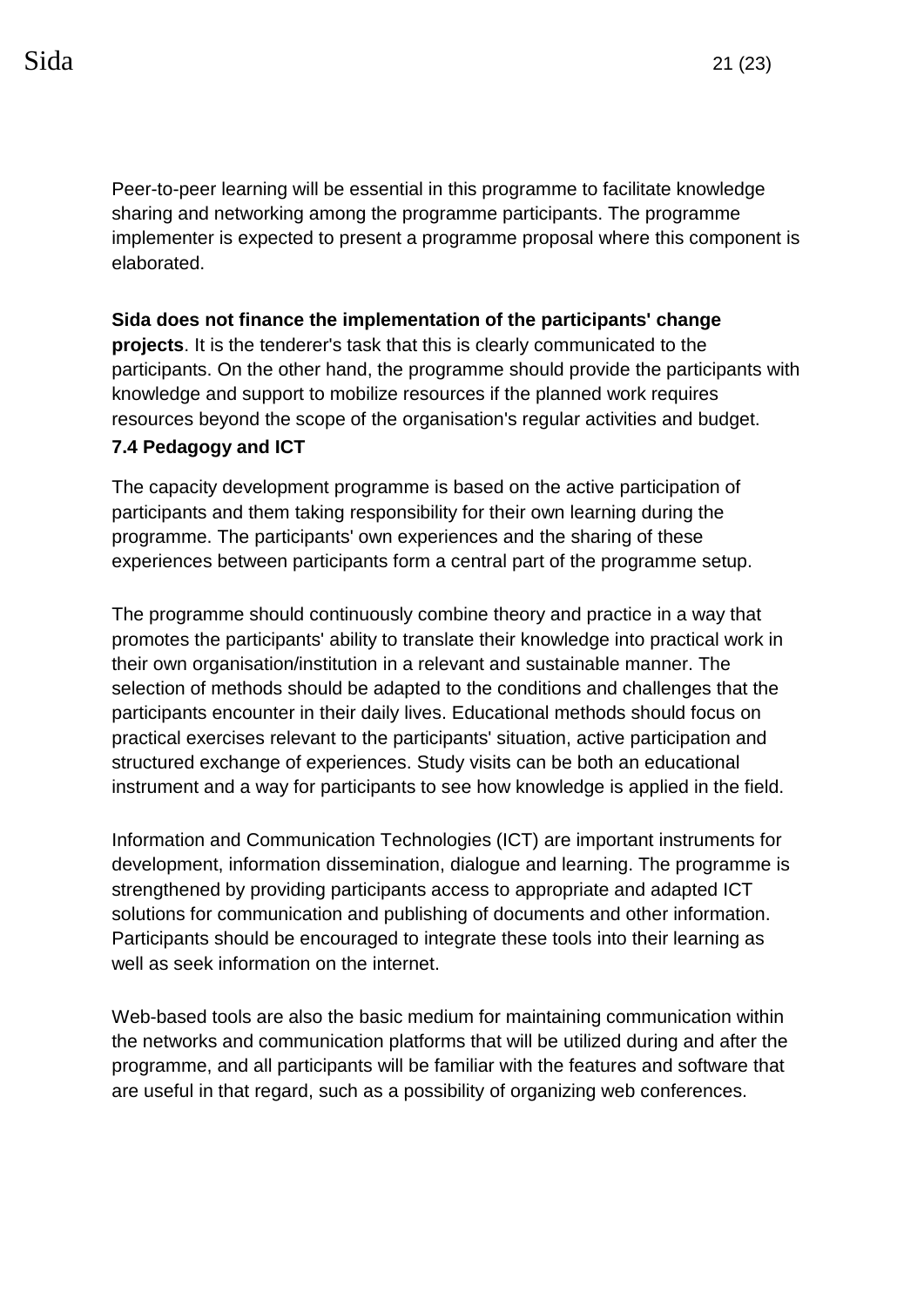Peer-to-peer learning will be essential in this programme to facilitate knowledge sharing and networking among the programme participants. The programme implementer is expected to present a programme proposal where this component is elaborated.

**Sida does not finance the implementation of the participants' change projects**. It is the tenderer's task that this is clearly communicated to the participants. On the other hand, the programme should provide the participants with knowledge and support to mobilize resources if the planned work requires resources beyond the scope of the organisation's regular activities and budget.

### 7.4 Pedagogy and ICT

The capacity development programme is based on the active participation of participants and them taking responsibility for their own learning during the programme. The participants' own experiences and the sharing of these experiences between participants form a central part of the programme setup.

The programme should continuously combine theory and practice in a way that promotes the participants' ability to translate their knowledge into practical work in their own organisation/institution in a relevant and sustainable manner. The selection of methods should be adapted to the conditions and challenges that the participants encounter in their daily lives. Educational methods should focus on practical exercises relevant to the participants' situation, active participation and structured exchange of experiences. Study visits can be both an educational instrument and a way for participants to see how knowledge is applied in the field.

Information and Communication Technologies (ICT) are important instruments for development, information dissemination, dialogue and learning. The programme is strengthened by providing participants access to appropriate and adapted ICT solutions for communication and publishing of documents and other information. Participants should be encouraged to integrate these tools into their learning as well as seek information on the internet.

Web-based tools are also the basic medium for maintaining communication within the networks and communication platforms that will be utilized during and after the programme, and all participants will be familiar with the features and software that are useful in that regard, such as a possibility of organizing web conferences.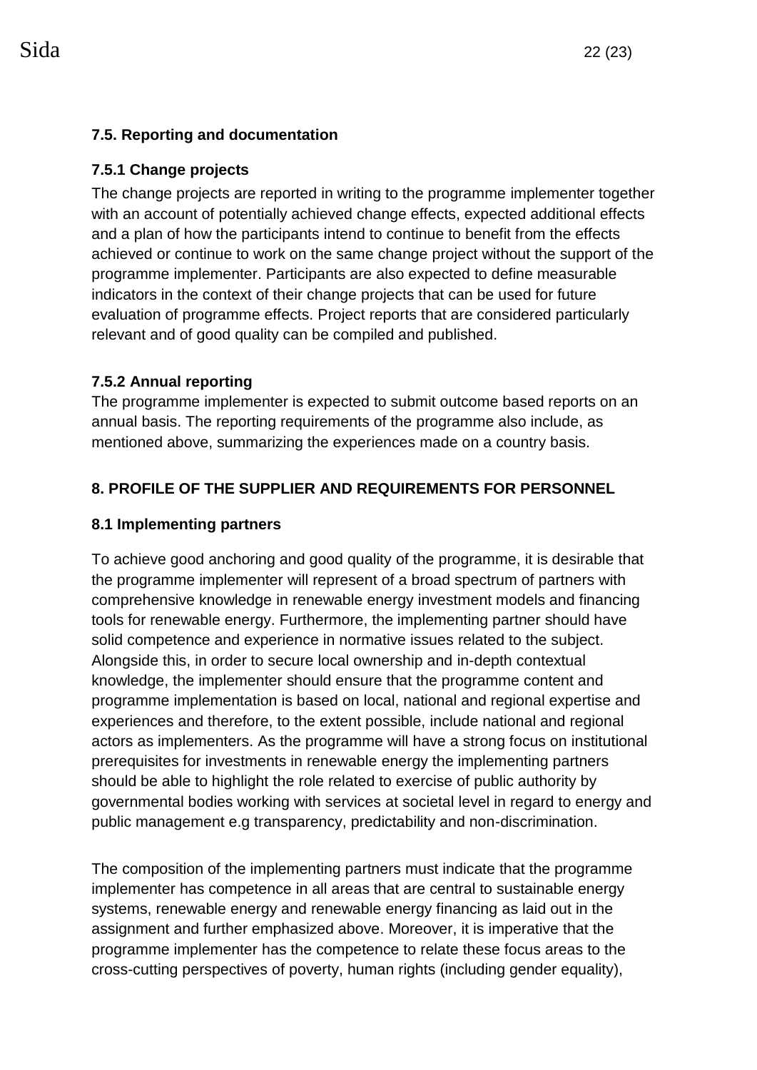### 7.5. Reporting and documentation

#### 7.5.1 Change projects

The change projects are reported in writing to the programme implementer together with an account of potentially achieved change effects, expected additional effects and a plan of how the participants intend to continue to benefit from the effects achieved or continue to work on the same change project without the support of the programme implementer. Participants are also expected to define measurable indicators in the context of their change projects that can be used for future evaluation of programme effects. Project reports that are considered particularly relevant and of good quality can be compiled and published.

#### 7.5.2 Annual reporting

The programme implementer is expected to submit outcome based reports on an annual basis. The reporting requirements of the programme also include, as mentioned above, summarizing the experiences made on a country basis.

## 8. PROFILE OF THE SUPPLIER AND REQUIREMENTS FOR PERSONNEL

### 8.1 Implementing partners

To achieve good anchoring and good quality of the programme, it is desirable that the programme implementer will represent of a broad spectrum of partners with comprehensive knowledge in renewable energy investment models and financing tools for renewable energy. Furthermore, the implementing partner should have solid competence and experience in normative issues related to the subject. Alongside this, in order to secure local ownership and in-depth contextual knowledge, the implementer should ensure that the programme content and programme implementation is based on local, national and regional expertise and experiences and therefore, to the extent possible, include national and regional actors as implementers. As the programme will have a strong focus on institutional prerequisites for investments in renewable energy the implementing partners should be able to highlight the role related to exercise of public authority by governmental bodies working with services at societal level in regard to energy and public management e.g transparency, predictability and non-discrimination.

The composition of the implementing partners must indicate that the programme implementer has competence in all areas that are central to sustainable energy systems, renewable energy and renewable energy financing as laid out in the assignment and further emphasized above. Moreover, it is imperative that the programme implementer has the competence to relate these focus areas to the cross-cutting perspectives of poverty, human rights (including gender equality),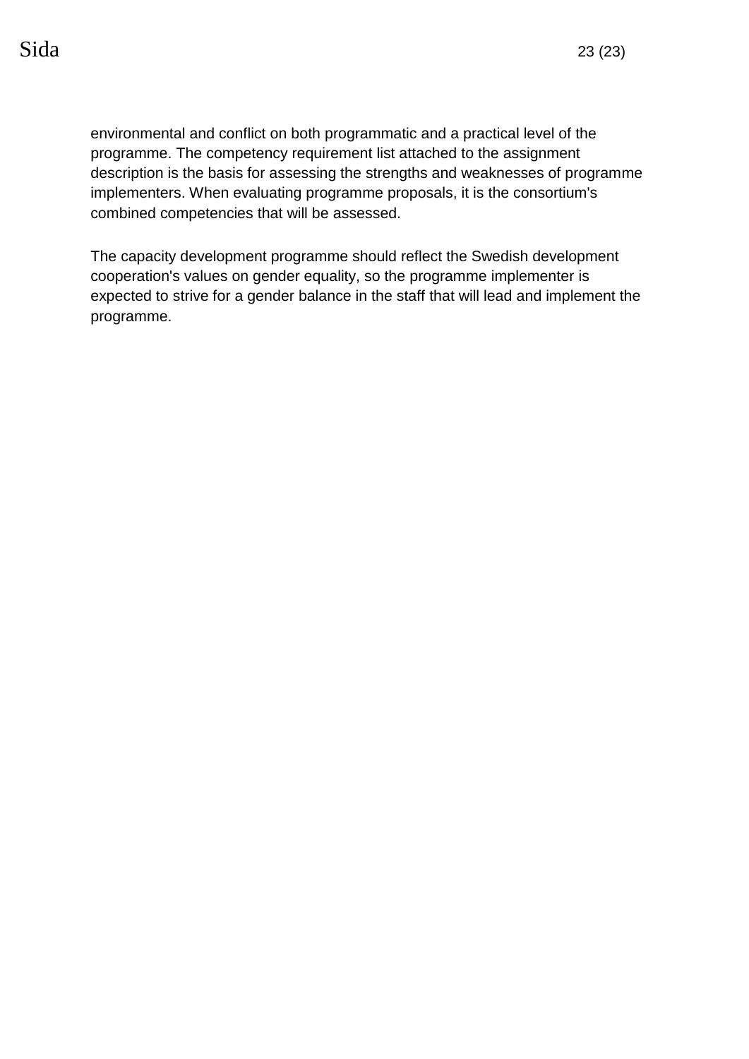environmental and conflict on both programmatic and a practical level of the programme. The competency requirement list attached to the assignment description is the basis for assessing the strengths and weaknesses of programme implementers. When evaluating programme proposals, it is the consortium's combined competencies that will be assessed.

The capacity development programme should reflect the Swedish development cooperation's values on gender equality, so the programme implementer is expected to strive for a gender balance in the staff that will lead and implement the programme.